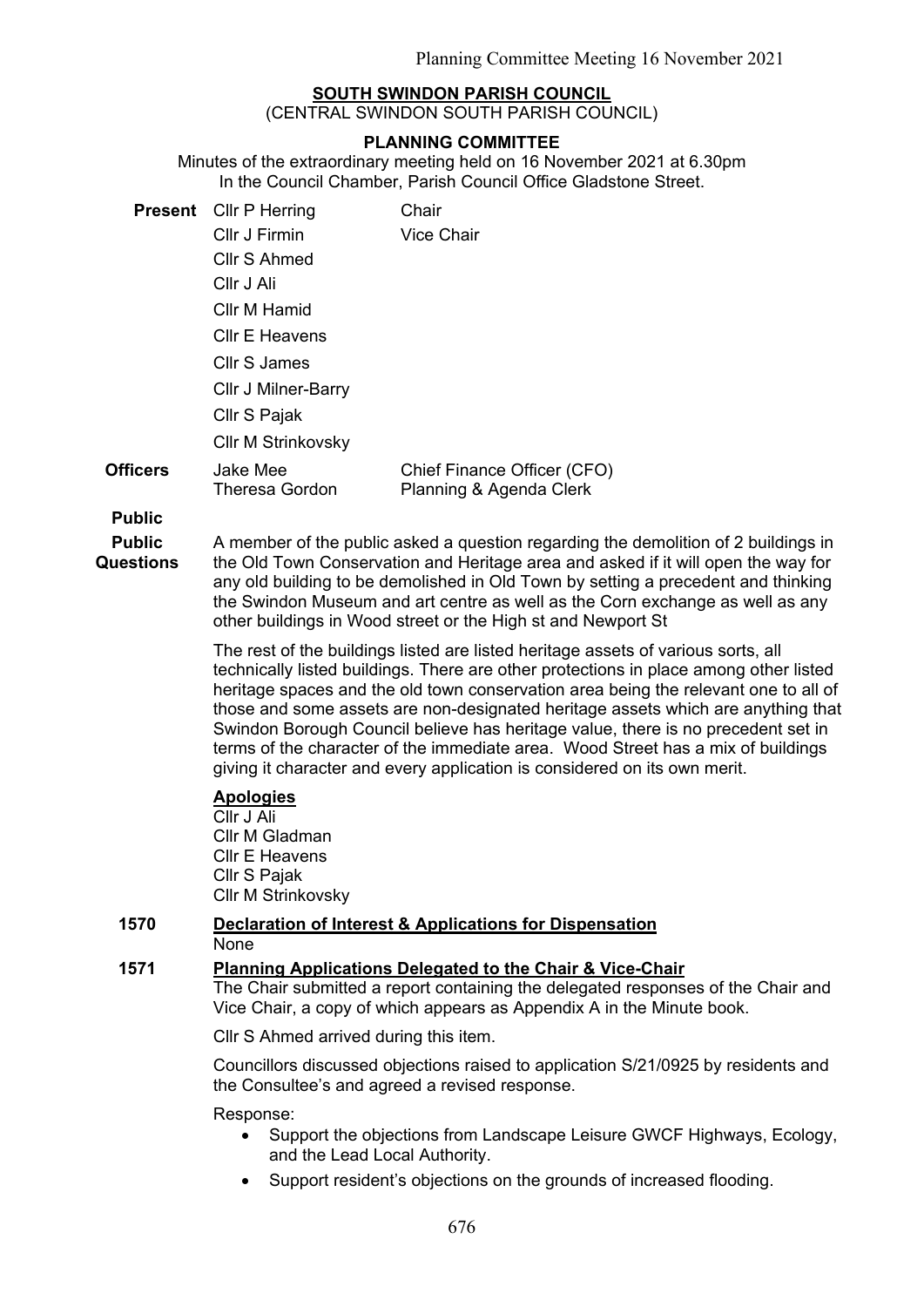**SOUTH SWINDON PARISH COUNCIL**

(CENTRAL SWINDON SOUTH PARISH COUNCIL)

**PLANNING COMMITTEE**

Minutes of the extraordinary meeting held on 16 November 2021 at 6.30pm
In the Council Chamber, Parish Council Office Gladstone Street.

| | | |
|---|---|---|
| **Present** | Cllr P Herring | Chair |
| | Cllr J Firmin | Vice Chair |
| | Cllr S Ahmed | |
| | Cllr J Ali | |
| | Cllr M Hamid | |
| | Cllr E Heavens | |
| | Cllr S James | |
| | Cllr J Milner-Barry | |
| | Cllr S Pajak | |
| | Cllr M Strinkovsky | |
| **Officers** | Jake Mee | Chief Finance Officer (CFO) |
| | Theresa Gordon | Planning & Agenda Clerk |

**Public**

**Public Questions**

A member of the public asked a question regarding the demolition of 2 buildings in the Old Town Conservation and Heritage area and asked if it will open the way for any old building to be demolished in Old Town by setting a precedent and thinking the Swindon Museum and art centre as well as the Corn exchange as well as any other buildings in Wood street or the High st and Newport St

The rest of the buildings listed are listed heritage assets of various sorts, all technically listed buildings. There are other protections in place among other listed heritage spaces and the old town conservation area being the relevant one to all of those and some assets are non-designated heritage assets which are anything that Swindon Borough Council believe has heritage value, there is no precedent set in terms of the character of the immediate area. Wood Street has a mix of buildings giving it character and every application is considered on its own merit.

**Apologies**

Cllr J Ali
Cllr M Gladman
Cllr E Heavens
Cllr S Pajak
Cllr M Strinkovsky

**1570 Declaration of Interest & Applications for Dispensation**

None

**1571 Planning Applications Delegated to the Chair & Vice-Chair**

The Chair submitted a report containing the delegated responses of the Chair and Vice Chair, a copy of which appears as Appendix A in the Minute book.

Cllr S Ahmed arrived during this item.

Councillors discussed objections raised to application S/21/0925 by residents and the Consultee's and agreed a revised response.

Response:

- Support the objections from Landscape Leisure GWCF Highways, Ecology, and the Lead Local Authority.
- Support resident's objections on the grounds of increased flooding.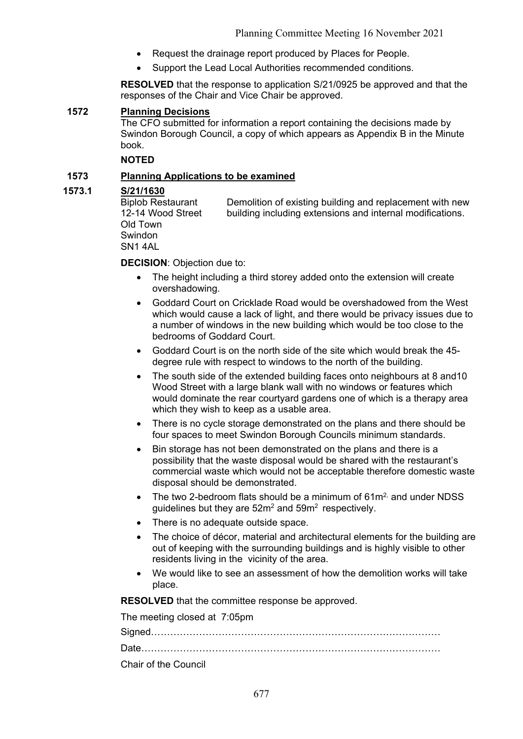- Request the drainage report produced by Places for People.
- Support the Lead Local Authorities recommended conditions.

**RESOLVED** that the response to application S/21/0925 be approved and that the responses of the Chair and Vice Chair be approved.

## 1572 Planning Decisions

The CFO submitted for information a report containing the decisions made by Swindon Borough Council, a copy of which appears as Appendix B in the Minute book.

**NOTED**

## 1573 Planning Applications to be examined

### 1573.1 S/21/1630

Biplob Restaurant
12-14 Wood Street
Old Town
Swindon
SN1 4AL

Demolition of existing building and replacement with new building including extensions and internal modifications.

**DECISION**: Objection due to:

- The height including a third storey added onto the extension will create overshadowing.
- Goddard Court on Cricklade Road would be overshadowed from the West which would cause a lack of light, and there would be privacy issues due to a number of windows in the new building which would be too close to the bedrooms of Goddard Court.
- Goddard Court is on the north side of the site which would break the 45-degree rule with respect to windows to the north of the building.
- The south side of the extended building faces onto neighbours at 8 and10 Wood Street with a large blank wall with no windows or features which would dominate the rear courtyard gardens one of which is a therapy area which they wish to keep as a usable area.
- There is no cycle storage demonstrated on the plans and there should be four spaces to meet Swindon Borough Councils minimum standards.
- Bin storage has not been demonstrated on the plans and there is a possibility that the waste disposal would be shared with the restaurant's commercial waste which would not be acceptable therefore domestic waste disposal should be demonstrated.
- The two 2-bedroom flats should be a minimum of 61m$^{2,}$ and under NDSS guidelines but they are 52m$^2$ and 59m$^2$ respectively.
- There is no adequate outside space.
- The choice of décor, material and architectural elements for the building are out of keeping with the surrounding buildings and is highly visible to other residents living in the vicinity of the area.
- We would like to see an assessment of how the demolition works will take place.

**RESOLVED** that the committee response be approved.

The meeting closed at 7:05pm

Signed………………………………………………………………………………

Date…………………………………………………………………………………

Chair of the Council